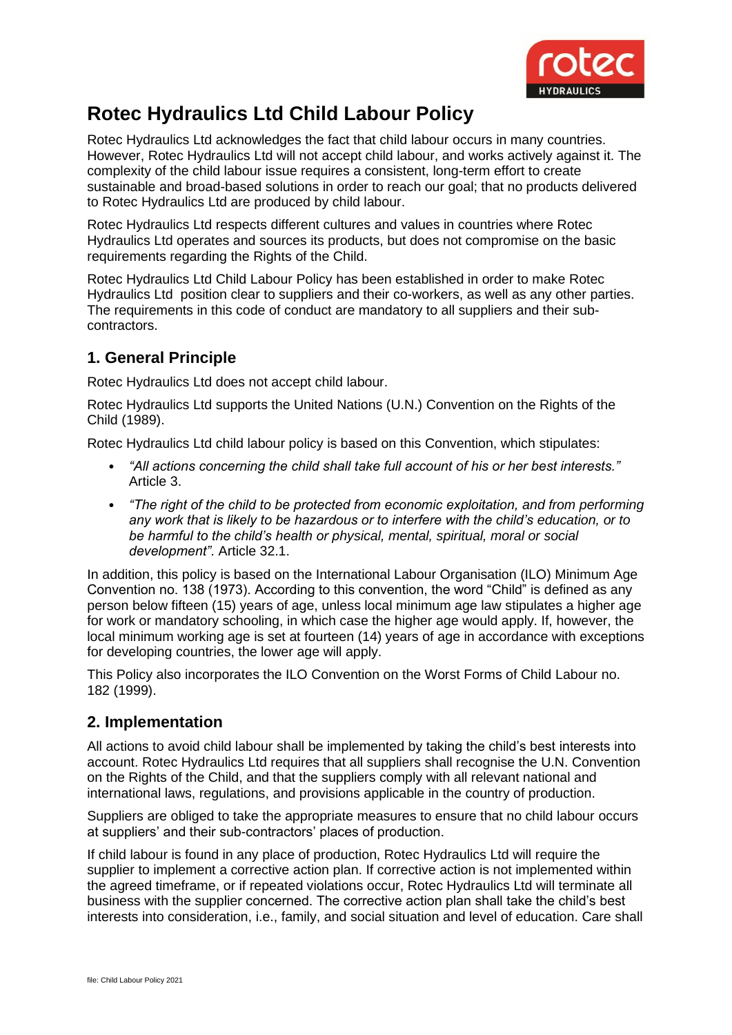# Rotec Hydraulics Ltd Child Labour Policy

Rotec Hydraulics Ltd acknowledges the fact that child labour occurs in many countries. However, Rotec Hydraulics Ltd will not accept child labour, and works actively against it. The complexity of the child labour issue requires a consistent, long-term effort to create sustainable and broad-based solutions in order to reach our goal; that no products delivered to Rotec Hydraulics Ltd are produced by child labour.

Rotec Hydraulics Ltd respects different cultures and values in countries where Rotec Hydraulics Ltd operates and sources its products, but does not compromise on the basic requirements regarding the Rights of the Child.

Rotec Hydraulics Ltd Child Labour Policy has been established in order to make Rotec Hydraulics Ltd position clear to suppliers and their co-workers, as well as any other parties. The requirements in this code of conduct are mandatory to all suppliers and their sub-contractors.

## 1. General Principle

Rotec Hydraulics Ltd does not accept child labour.

Rotec Hydraulics Ltd supports the United Nations (U.N.) Convention on the Rights of the Child (1989).

Rotec Hydraulics Ltd child labour policy is based on this Convention, which stipulates:

- *"All actions concerning the child shall take full account of his or her best interests."* Article 3.
- *"The right of the child to be protected from economic exploitation, and from performing any work that is likely to be hazardous or to interfere with the child's education, or to be harmful to the child's health or physical, mental, spiritual, moral or social development".* Article 32.1.

In addition, this policy is based on the International Labour Organisation (ILO) Minimum Age Convention no. 138 (1973). According to this convention, the word "Child" is defined as any person below fifteen (15) years of age, unless local minimum age law stipulates a higher age for work or mandatory schooling, in which case the higher age would apply. If, however, the local minimum working age is set at fourteen (14) years of age in accordance with exceptions for developing countries, the lower age will apply.

This Policy also incorporates the ILO Convention on the Worst Forms of Child Labour no. 182 (1999).

## 2. Implementation

All actions to avoid child labour shall be implemented by taking the child's best interests into account. Rotec Hydraulics Ltd requires that all suppliers shall recognise the U.N. Convention on the Rights of the Child, and that the suppliers comply with all relevant national and international laws, regulations, and provisions applicable in the country of production.

Suppliers are obliged to take the appropriate measures to ensure that no child labour occurs at suppliers' and their sub-contractors' places of production.

If child labour is found in any place of production, Rotec Hydraulics Ltd will require the supplier to implement a corrective action plan. If corrective action is not implemented within the agreed timeframe, or if repeated violations occur, Rotec Hydraulics Ltd will terminate all business with the supplier concerned. The corrective action plan shall take the child's best interests into consideration, i.e., family, and social situation and level of education. Care shall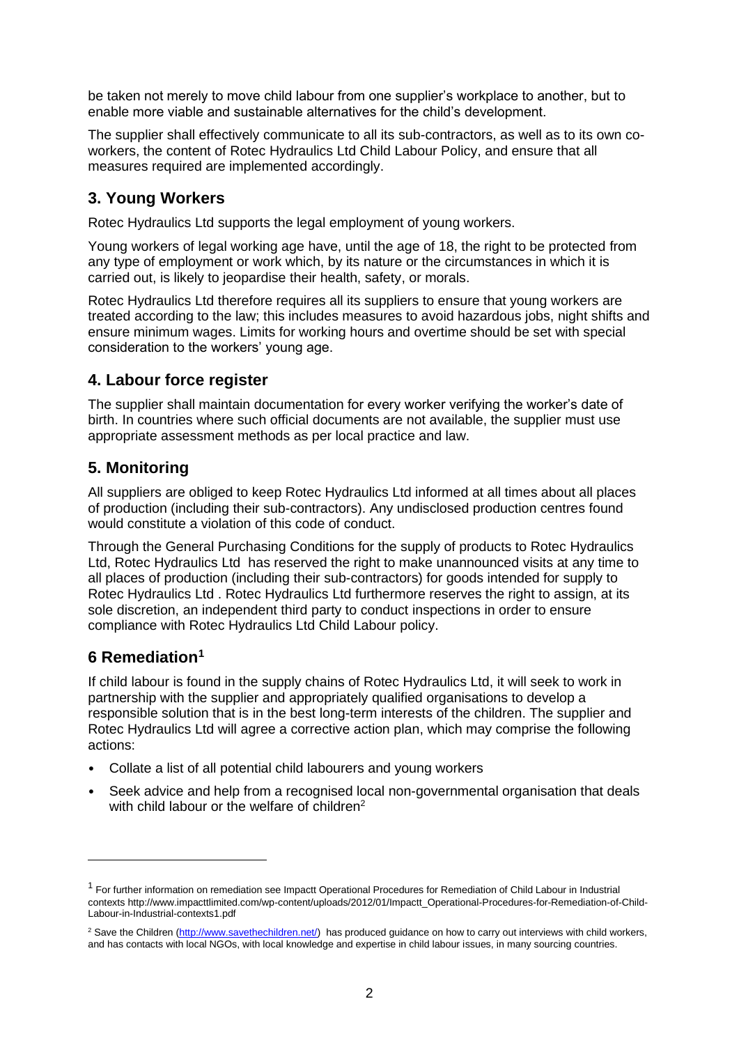be taken not merely to move child labour from one supplier's workplace to another, but to enable more viable and sustainable alternatives for the child's development.

The supplier shall effectively communicate to all its sub-contractors, as well as to its own co-workers, the content of Rotec Hydraulics Ltd Child Labour Policy, and ensure that all measures required are implemented accordingly.

## 3. Young Workers

Rotec Hydraulics Ltd supports the legal employment of young workers.

Young workers of legal working age have, until the age of 18, the right to be protected from any type of employment or work which, by its nature or the circumstances in which it is carried out, is likely to jeopardise their health, safety, or morals.

Rotec Hydraulics Ltd therefore requires all its suppliers to ensure that young workers are treated according to the law; this includes measures to avoid hazardous jobs, night shifts and ensure minimum wages. Limits for working hours and overtime should be set with special consideration to the workers' young age.

## 4. Labour force register

The supplier shall maintain documentation for every worker verifying the worker's date of birth. In countries where such official documents are not available, the supplier must use appropriate assessment methods as per local practice and law.

## 5. Monitoring

All suppliers are obliged to keep Rotec Hydraulics Ltd informed at all times about all places of production (including their sub-contractors). Any undisclosed production centres found would constitute a violation of this code of conduct.

Through the General Purchasing Conditions for the supply of products to Rotec Hydraulics Ltd, Rotec Hydraulics Ltd has reserved the right to make unannounced visits at any time to all places of production (including their sub-contractors) for goods intended for supply to Rotec Hydraulics Ltd . Rotec Hydraulics Ltd furthermore reserves the right to assign, at its sole discretion, an independent third party to conduct inspections in order to ensure compliance with Rotec Hydraulics Ltd Child Labour policy.

## 6 Remediation[1]

If child labour is found in the supply chains of Rotec Hydraulics Ltd, it will seek to work in partnership with the supplier and appropriately qualified organisations to develop a responsible solution that is in the best long-term interests of the children. The supplier and Rotec Hydraulics Ltd will agree a corrective action plan, which may comprise the following actions:

- Collate a list of all potential child labourers and young workers
- Seek advice and help from a recognised local non-governmental organisation that deals with child labour or the welfare of children[2]

---

[1] For further information on remediation see Impactt Operational Procedures for Remediation of Child Labour in Industrial contexts http://www.impacttlimited.com/wp-content/uploads/2012/01/Impactt_Operational-Procedures-for-Remediation-of-Child-Labour-in-Industrial-contexts1.pdf

[2] Save the Children (http://www.savethechildren.net/) has produced guidance on how to carry out interviews with child workers, and has contacts with local NGOs, with local knowledge and expertise in child labour issues, in many sourcing countries.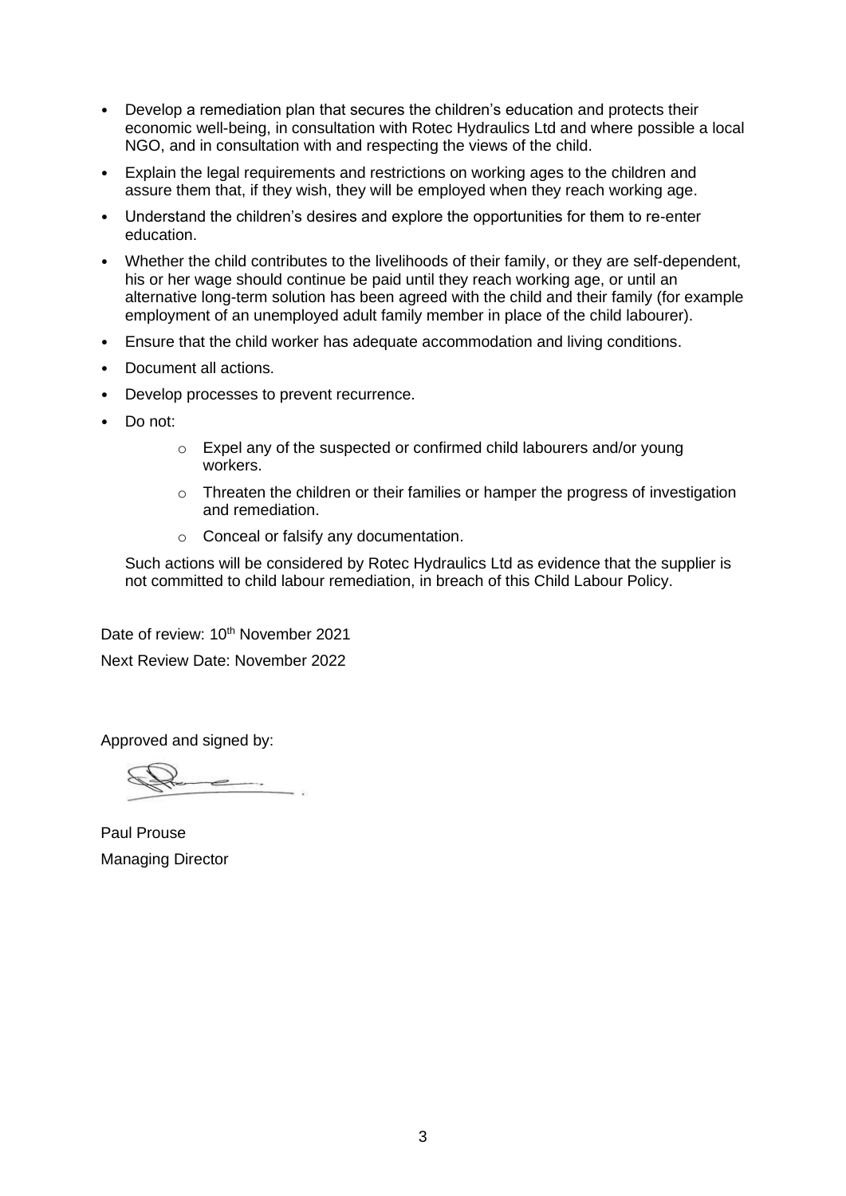- Develop a remediation plan that secures the children's education and protects their economic well-being, in consultation with Rotec Hydraulics Ltd and where possible a local NGO, and in consultation with and respecting the views of the child.
- Explain the legal requirements and restrictions on working ages to the children and assure them that, if they wish, they will be employed when they reach working age.
- Understand the children's desires and explore the opportunities for them to re-enter education.
- Whether the child contributes to the livelihoods of their family, or they are self-dependent, his or her wage should continue be paid until they reach working age, or until an alternative long-term solution has been agreed with the child and their family (for example employment of an unemployed adult family member in place of the child labourer).
- Ensure that the child worker has adequate accommodation and living conditions.
- Document all actions.
- Develop processes to prevent recurrence.
- Do not:
    - Expel any of the suspected or confirmed child labourers and/or young workers.
    - Threaten the children or their families or hamper the progress of investigation and remediation.
    - Conceal or falsify any documentation.

  Such actions will be considered by Rotec Hydraulics Ltd as evidence that the supplier is not committed to child labour remediation, in breach of this Child Labour Policy.

Date of review: 10th November 2021

Next Review Date: November 2022

Approved and signed by:

Paul Prouse

Managing Director